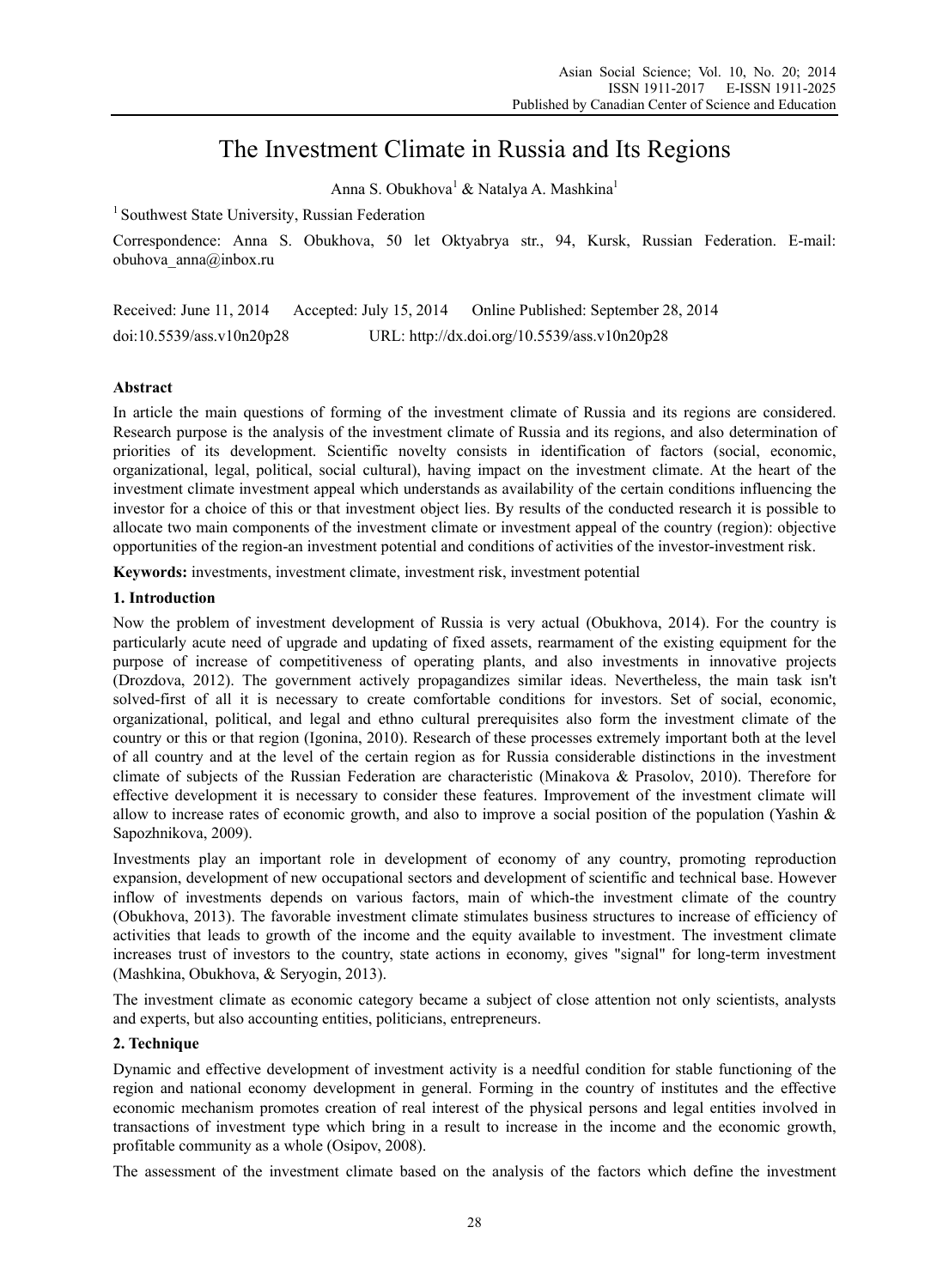# The Investment Climate in Russia and Its Regions

Anna S. Obukhova[1] & Natalya A. Mashkina[1]

[1] Southwest State University, Russian Federation

Correspondence: Anna S. Obukhova, 50 let Oktyabrya str., 94, Kursk, Russian Federation. E-mail: obuhova_anna@inbox.ru

Received: June 11, 2014 Accepted: July 15, 2014 Online Published: September 28, 2014

doi:10.5539/ass.v10n20p28 URL: http://dx.doi.org/10.5539/ass.v10n20p28

## Abstract

In article the main questions of forming of the investment climate of Russia and its regions are considered. Research purpose is the analysis of the investment climate of Russia and its regions, and also determination of priorities of its development. Scientific novelty consists in identification of factors (social, economic, organizational, legal, political, social cultural), having impact on the investment climate. At the heart of the investment climate investment appeal which understands as availability of the certain conditions influencing the investor for a choice of this or that investment object lies. By results of the conducted research it is possible to allocate two main components of the investment climate or investment appeal of the country (region): objective opportunities of the region-an investment potential and conditions of activities of the investor-investment risk.

**Keywords:** investments, investment climate, investment risk, investment potential

## 1. Introduction

Now the problem of investment development of Russia is very actual (Obukhova, 2014). For the country is particularly acute need of upgrade and updating of fixed assets, rearmament of the existing equipment for the purpose of increase of competitiveness of operating plants, and also investments in innovative projects (Drozdova, 2012). The government actively propagandizes similar ideas. Nevertheless, the main task isn't solved-first of all it is necessary to create comfortable conditions for investors. Set of social, economic, organizational, political, and legal and ethno cultural prerequisites also form the investment climate of the country or this or that region (Igonina, 2010). Research of these processes extremely important both at the level of all country and at the level of the certain region as for Russia considerable distinctions in the investment climate of subjects of the Russian Federation are characteristic (Minakova & Prasolov, 2010). Therefore for effective development it is necessary to consider these features. Improvement of the investment climate will allow to increase rates of economic growth, and also to improve a social position of the population (Yashin & Sapozhnikova, 2009).

Investments play an important role in development of economy of any country, promoting reproduction expansion, development of new occupational sectors and development of scientific and technical base. However inflow of investments depends on various factors, main of which-the investment climate of the country (Obukhova, 2013). The favorable investment climate stimulates business structures to increase of efficiency of activities that leads to growth of the income and the equity available to investment. The investment climate increases trust of investors to the country, state actions in economy, gives "signal" for long-term investment (Mashkina, Obukhova, & Seryogin, 2013).

The investment climate as economic category became a subject of close attention not only scientists, analysts and experts, but also accounting entities, politicians, entrepreneurs.

## 2. Technique

Dynamic and effective development of investment activity is a needful condition for stable functioning of the region and national economy development in general. Forming in the country of institutes and the effective economic mechanism promotes creation of real interest of the physical persons and legal entities involved in transactions of investment type which bring in a result to increase in the income and the economic growth, profitable community as a whole (Osipov, 2008).

The assessment of the investment climate based on the analysis of the factors which define the investment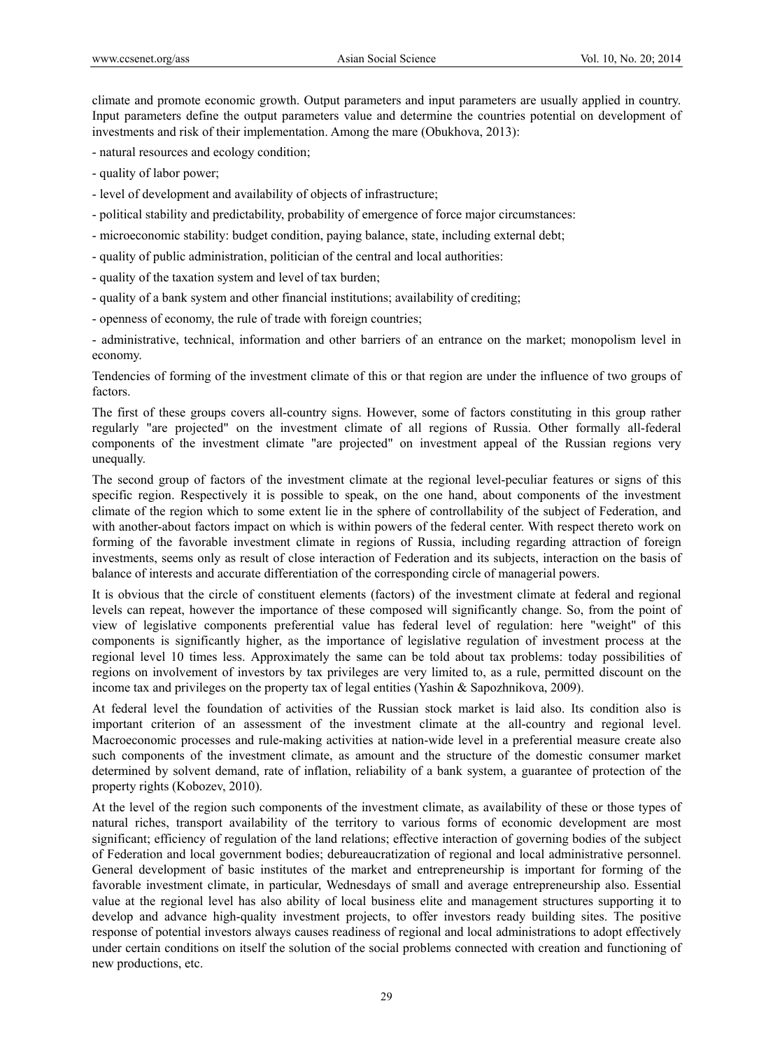climate and promote economic growth. Output parameters and input parameters are usually applied in country. Input parameters define the output parameters value and determine the countries potential on development of investments and risk of their implementation. Among the mare (Obukhova, 2013):

- natural resources and ecology condition;
- quality of labor power;
- level of development and availability of objects of infrastructure;
- political stability and predictability, probability of emergence of force major circumstances:
- microeconomic stability: budget condition, paying balance, state, including external debt;
- quality of public administration, politician of the central and local authorities:
- quality of the taxation system and level of tax burden;
- quality of a bank system and other financial institutions; availability of crediting;
- openness of economy, the rule of trade with foreign countries;
- administrative, technical, information and other barriers of an entrance on the market; monopolism level in economy.

Tendencies of forming of the investment climate of this or that region are under the influence of two groups of factors.

The first of these groups covers all-country signs. However, some of factors constituting in this group rather regularly "are projected" on the investment climate of all regions of Russia. Other formally all-federal components of the investment climate "are projected" on investment appeal of the Russian regions very unequally.

The second group of factors of the investment climate at the regional level-peculiar features or signs of this specific region. Respectively it is possible to speak, on the one hand, about components of the investment climate of the region which to some extent lie in the sphere of controllability of the subject of Federation, and with another-about factors impact on which is within powers of the federal center. With respect thereto work on forming of the favorable investment climate in regions of Russia, including regarding attraction of foreign investments, seems only as result of close interaction of Federation and its subjects, interaction on the basis of balance of interests and accurate differentiation of the corresponding circle of managerial powers.

It is obvious that the circle of constituent elements (factors) of the investment climate at federal and regional levels can repeat, however the importance of these composed will significantly change. So, from the point of view of legislative components preferential value has federal level of regulation: here "weight" of this components is significantly higher, as the importance of legislative regulation of investment process at the regional level 10 times less. Approximately the same can be told about tax problems: today possibilities of regions on involvement of investors by tax privileges are very limited to, as a rule, permitted discount on the income tax and privileges on the property tax of legal entities (Yashin & Sapozhnikova, 2009).

At federal level the foundation of activities of the Russian stock market is laid also. Its condition also is important criterion of an assessment of the investment climate at the all-country and regional level. Macroeconomic processes and rule-making activities at nation-wide level in a preferential measure create also such components of the investment climate, as amount and the structure of the domestic consumer market determined by solvent demand, rate of inflation, reliability of a bank system, a guarantee of protection of the property rights (Kobozev, 2010).

At the level of the region such components of the investment climate, as availability of these or those types of natural riches, transport availability of the territory to various forms of economic development are most significant; efficiency of regulation of the land relations; effective interaction of governing bodies of the subject of Federation and local government bodies; debureaucratization of regional and local administrative personnel. General development of basic institutes of the market and entrepreneurship is important for forming of the favorable investment climate, in particular, Wednesdays of small and average entrepreneurship also. Essential value at the regional level has also ability of local business elite and management structures supporting it to develop and advance high-quality investment projects, to offer investors ready building sites. The positive response of potential investors always causes readiness of regional and local administrations to adopt effectively under certain conditions on itself the solution of the social problems connected with creation and functioning of new productions, etc.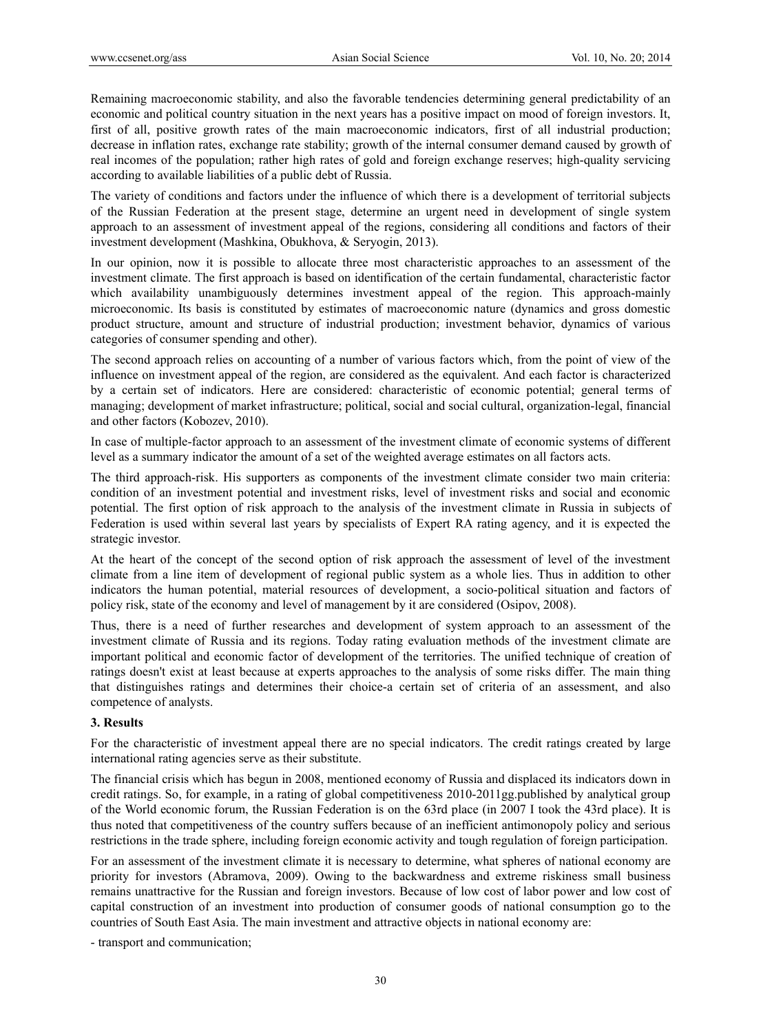Remaining macroeconomic stability, and also the favorable tendencies determining general predictability of an economic and political country situation in the next years has a positive impact on mood of foreign investors. It, first of all, positive growth rates of the main macroeconomic indicators, first of all industrial production; decrease in inflation rates, exchange rate stability; growth of the internal consumer demand caused by growth of real incomes of the population; rather high rates of gold and foreign exchange reserves; high-quality servicing according to available liabilities of a public debt of Russia.

The variety of conditions and factors under the influence of which there is a development of territorial subjects of the Russian Federation at the present stage, determine an urgent need in development of single system approach to an assessment of investment appeal of the regions, considering all conditions and factors of their investment development (Mashkina, Obukhova, & Seryogin, 2013).

In our opinion, now it is possible to allocate three most characteristic approaches to an assessment of the investment climate. The first approach is based on identification of the certain fundamental, characteristic factor which availability unambiguously determines investment appeal of the region. This approach-mainly microeconomic. Its basis is constituted by estimates of macroeconomic nature (dynamics and gross domestic product structure, amount and structure of industrial production; investment behavior, dynamics of various categories of consumer spending and other).

The second approach relies on accounting of a number of various factors which, from the point of view of the influence on investment appeal of the region, are considered as the equivalent. And each factor is characterized by a certain set of indicators. Here are considered: characteristic of economic potential; general terms of managing; development of market infrastructure; political, social and social cultural, organization-legal, financial and other factors (Kobozev, 2010).

In case of multiple-factor approach to an assessment of the investment climate of economic systems of different level as a summary indicator the amount of a set of the weighted average estimates on all factors acts.

The third approach-risk. His supporters as components of the investment climate consider two main criteria: condition of an investment potential and investment risks, level of investment risks and social and economic potential. The first option of risk approach to the analysis of the investment climate in Russia in subjects of Federation is used within several last years by specialists of Expert RA rating agency, and it is expected the strategic investor.

At the heart of the concept of the second option of risk approach the assessment of level of the investment climate from a line item of development of regional public system as a whole lies. Thus in addition to other indicators the human potential, material resources of development, a socio-political situation and factors of policy risk, state of the economy and level of management by it are considered (Osipov, 2008).

Thus, there is a need of further researches and development of system approach to an assessment of the investment climate of Russia and its regions. Today rating evaluation methods of the investment climate are important political and economic factor of development of the territories. The unified technique of creation of ratings doesn't exist at least because at experts approaches to the analysis of some risks differ. The main thing that distinguishes ratings and determines their choice-a certain set of criteria of an assessment, and also competence of analysts.

## 3. Results

For the characteristic of investment appeal there are no special indicators. The credit ratings created by large international rating agencies serve as their substitute.

The financial crisis which has begun in 2008, mentioned economy of Russia and displaced its indicators down in credit ratings. So, for example, in a rating of global competitiveness 2010-2011gg.published by analytical group of the World economic forum, the Russian Federation is on the 63rd place (in 2007 I took the 43rd place). It is thus noted that competitiveness of the country suffers because of an inefficient antimonopoly policy and serious restrictions in the trade sphere, including foreign economic activity and tough regulation of foreign participation.

For an assessment of the investment climate it is necessary to determine, what spheres of national economy are priority for investors (Abramova, 2009). Owing to the backwardness and extreme riskiness small business remains unattractive for the Russian and foreign investors. Because of low cost of labor power and low cost of capital construction of an investment into production of consumer goods of national consumption go to the countries of South East Asia. The main investment and attractive objects in national economy are:

- transport and communication;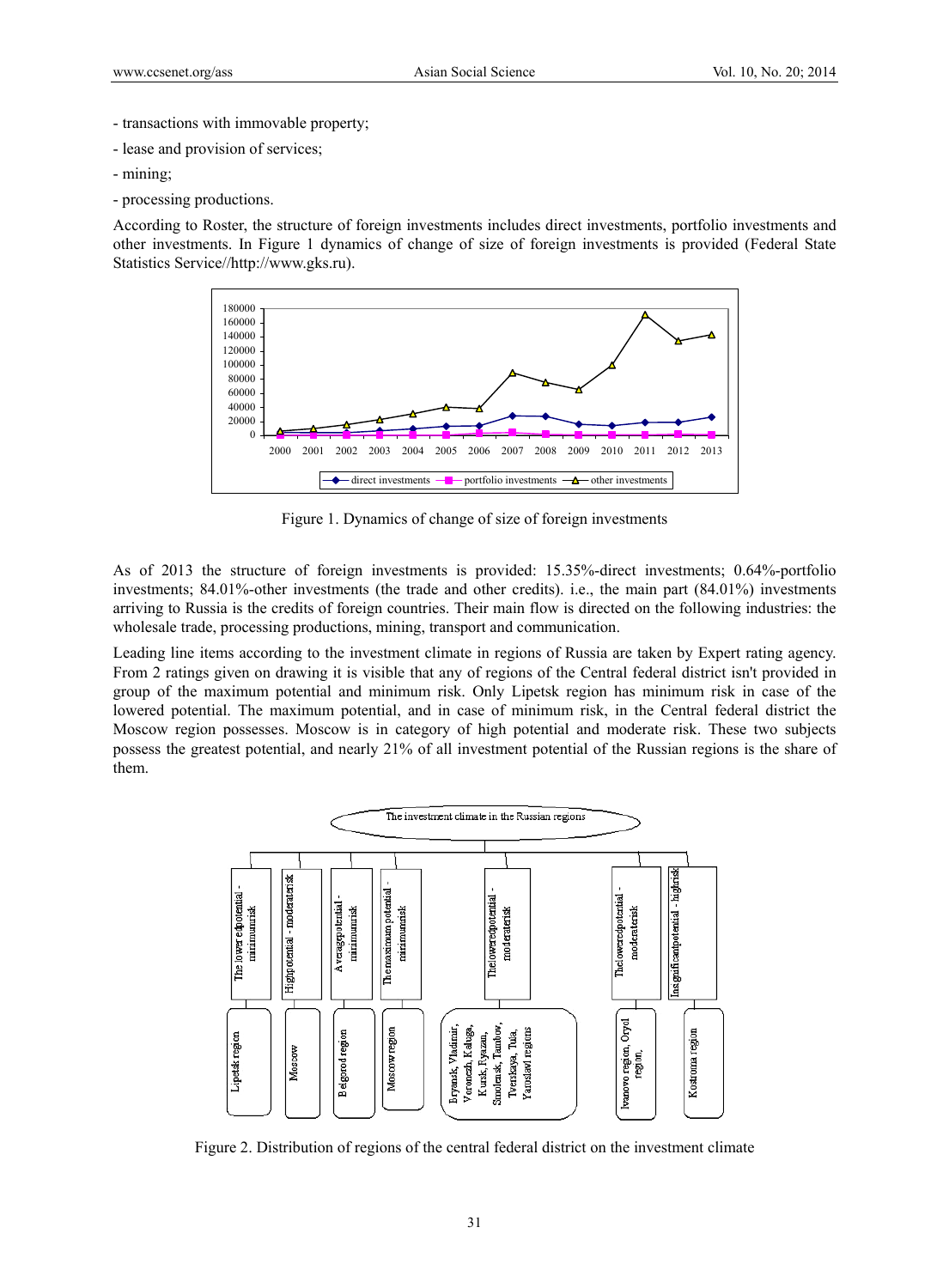- transactions with immovable property;

- lease and provision of services;

- mining;

- processing productions.

According to Roster, the structure of foreign investments includes direct investments, portfolio investments and other investments. In Figure 1 dynamics of change of size of foreign investments is provided (Federal State Statistics Service//http://www.gks.ru).

Figure 1. Dynamics of change of size of foreign investments

As of 2013 the structure of foreign investments is provided: 15.35%-direct investments; 0.64%-portfolio investments; 84.01%-other investments (the trade and other credits). i.e., the main part (84.01%) investments arriving to Russia is the credits of foreign countries. Their main flow is directed on the following industries: the wholesale trade, processing productions, mining, transport and communication.

Leading line items according to the investment climate in regions of Russia are taken by Expert rating agency. From 2 ratings given on drawing it is visible that any of regions of the Central federal district isn't provided in group of the maximum potential and minimum risk. Only Lipetsk region has minimum risk in case of the lowered potential. The maximum potential, and in case of minimum risk, in the Central federal district the Moscow region possesses. Moscow is in category of high potential and moderate risk. These two subjects possess the greatest potential, and nearly 21% of all investment potential of the Russian regions is the share of them.

Figure 2. Distribution of regions of the central federal district on the investment climate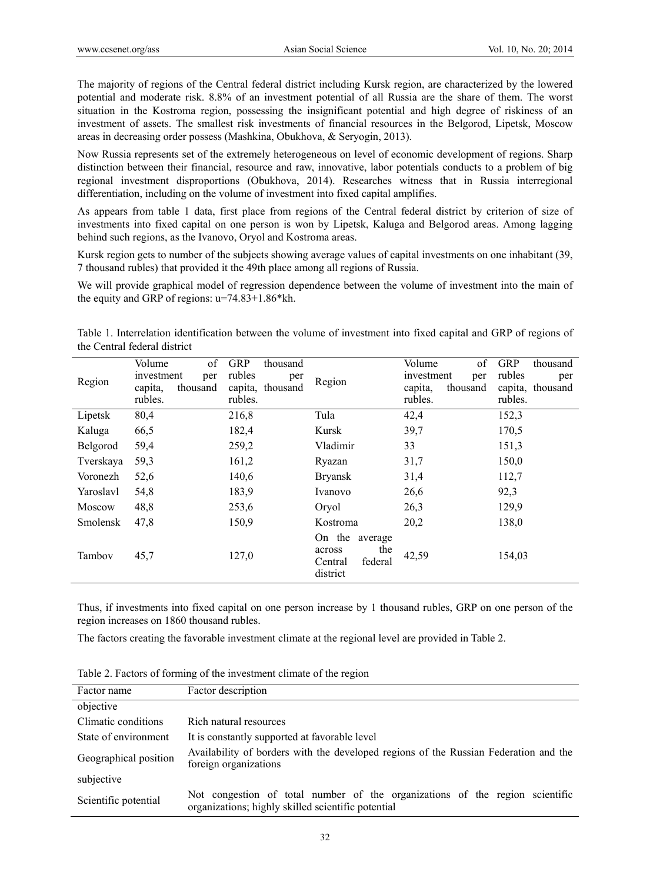The majority of regions of the Central federal district including Kursk region, are characterized by the lowered potential and moderate risk. 8.8% of an investment potential of all Russia are the share of them. The worst situation in the Kostroma region, possessing the insignificant potential and high degree of riskiness of an investment of assets. The smallest risk investments of financial resources in the Belgorod, Lipetsk, Moscow areas in decreasing order possess (Mashkina, Obukhova, & Seryogin, 2013).

Now Russia represents set of the extremely heterogeneous on level of economic development of regions. Sharp distinction between their financial, resource and raw, innovative, labor potentials conducts to a problem of big regional investment disproportions (Obukhova, 2014). Researches witness that in Russia interregional differentiation, including on the volume of investment into fixed capital amplifies.

As appears from table 1 data, first place from regions of the Central federal district by criterion of size of investments into fixed capital on one person is won by Lipetsk, Kaluga and Belgorod areas. Among lagging behind such regions, as the Ivanovo, Oryol and Kostroma areas.

Kursk region gets to number of the subjects showing average values of capital investments on one inhabitant (39, 7 thousand rubles) that provided it the 49th place among all regions of Russia.

We will provide graphical model of regression dependence between the volume of investment into the main of the equity and GRP of regions: u=74.83+1.86*kh.

Table 1. Interrelation identification between the volume of investment into fixed capital and GRP of regions of the Central federal district

| Region | Volume of investment per capita, thousand rubles. | GRP thousand rubles per capita, thousand rubles. | Region | Volume of investment per capita, thousand rubles. | GRP thousand rubles per capita, thousand rubles. |
|---|---|---|---|---|---|
| Lipetsk | 80,4 | 216,8 | Tula | 42,4 | 152,3 |
| Kaluga | 66,5 | 182,4 | Kursk | 39,7 | 170,5 |
| Belgorod | 59,4 | 259,2 | Vladimir | 33 | 151,3 |
| Tverskaya | 59,3 | 161,2 | Ryazan | 31,7 | 150,0 |
| Voronezh | 52,6 | 140,6 | Bryansk | 31,4 | 112,7 |
| Yaroslavl | 54,8 | 183,9 | Ivanovo | 26,6 | 92,3 |
| Moscow | 48,8 | 253,6 | Oryol | 26,3 | 129,9 |
| Smolensk | 47,8 | 150,9 | Kostroma | 20,2 | 138,0 |
| Tambov | 45,7 | 127,0 | On the average across the Central federal district | 42,59 | 154,03 |

Thus, if investments into fixed capital on one person increase by 1 thousand rubles, GRP on one person of the region increases on 1860 thousand rubles.

The factors creating the favorable investment climate at the regional level are provided in Table 2.

Table 2. Factors of forming of the investment climate of the region

| Factor name | Factor description |
|---|---|
| objective | |
| Climatic conditions | Rich natural resources |
| State of environment | It is constantly supported at favorable level |
| Geographical position | Availability of borders with the developed regions of the Russian Federation and the foreign organizations |
| subjective | |
| Scientific potential | Not congestion of total number of the organizations of the region scientific organizations; highly skilled scientific potential |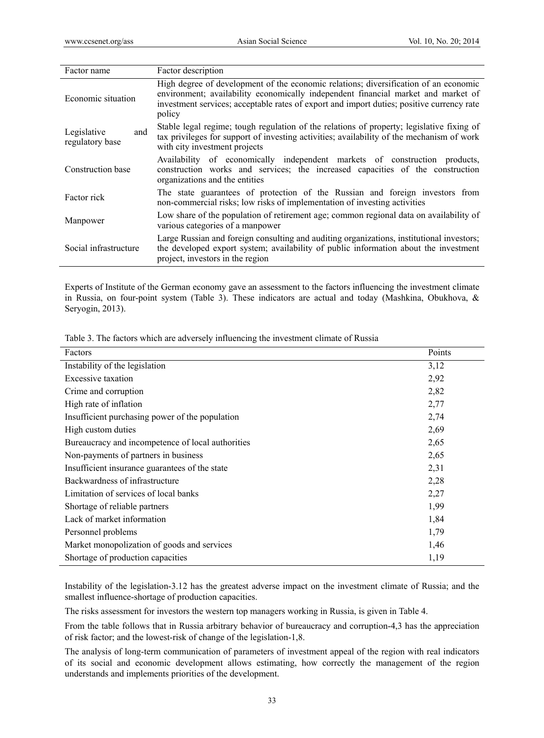| Factor name | Factor description |
|---|---|
| Economic situation | High degree of development of the economic relations; diversification of an economic environment; availability economically independent financial market and market of investment services; acceptable rates of export and import duties; positive currency rate policy |
| Legislative and regulatory base | Stable legal regime; tough regulation of the relations of property; legislative fixing of tax privileges for support of investing activities; availability of the mechanism of work with city investment projects |
| Construction base | Availability of economically independent markets of construction products, construction works and services; the increased capacities of the construction organizations and the entities |
| Factor rick | The state guarantees of protection of the Russian and foreign investors from non-commercial risks; low risks of implementation of investing activities |
| Manpower | Low share of the population of retirement age; common regional data on availability of various categories of a manpower |
| Social infrastructure | Large Russian and foreign consulting and auditing organizations, institutional investors; the developed export system; availability of public information about the investment project, investors in the region |

Experts of Institute of the German economy gave an assessment to the factors influencing the investment climate in Russia, on four-point system (Table 3). These indicators are actual and today (Mashkina, Obukhova, & Seryogin, 2013).

Table 3. The factors which are adversely influencing the investment climate of Russia

| Factors | Points |
|---|---|
| Instability of the legislation | 3,12 |
| Excessive taxation | 2,92 |
| Crime and corruption | 2,82 |
| High rate of inflation | 2,77 |
| Insufficient purchasing power of the population | 2,74 |
| High custom duties | 2,69 |
| Bureaucracy and incompetence of local authorities | 2,65 |
| Non-payments of partners in business | 2,65 |
| Insufficient insurance guarantees of the state | 2,31 |
| Backwardness of infrastructure | 2,28 |
| Limitation of services of local banks | 2,27 |
| Shortage of reliable partners | 1,99 |
| Lack of market information | 1,84 |
| Personnel problems | 1,79 |
| Market monopolization of goods and services | 1,46 |
| Shortage of production capacities | 1,19 |

Instability of the legislation-3.12 has the greatest adverse impact on the investment climate of Russia; and the smallest influence-shortage of production capacities.

The risks assessment for investors the western top managers working in Russia, is given in Table 4.

From the table follows that in Russia arbitrary behavior of bureaucracy and corruption-4,3 has the appreciation of risk factor; and the lowest-risk of change of the legislation-1,8.

The analysis of long-term communication of parameters of investment appeal of the region with real indicators of its social and economic development allows estimating, how correctly the management of the region understands and implements priorities of the development.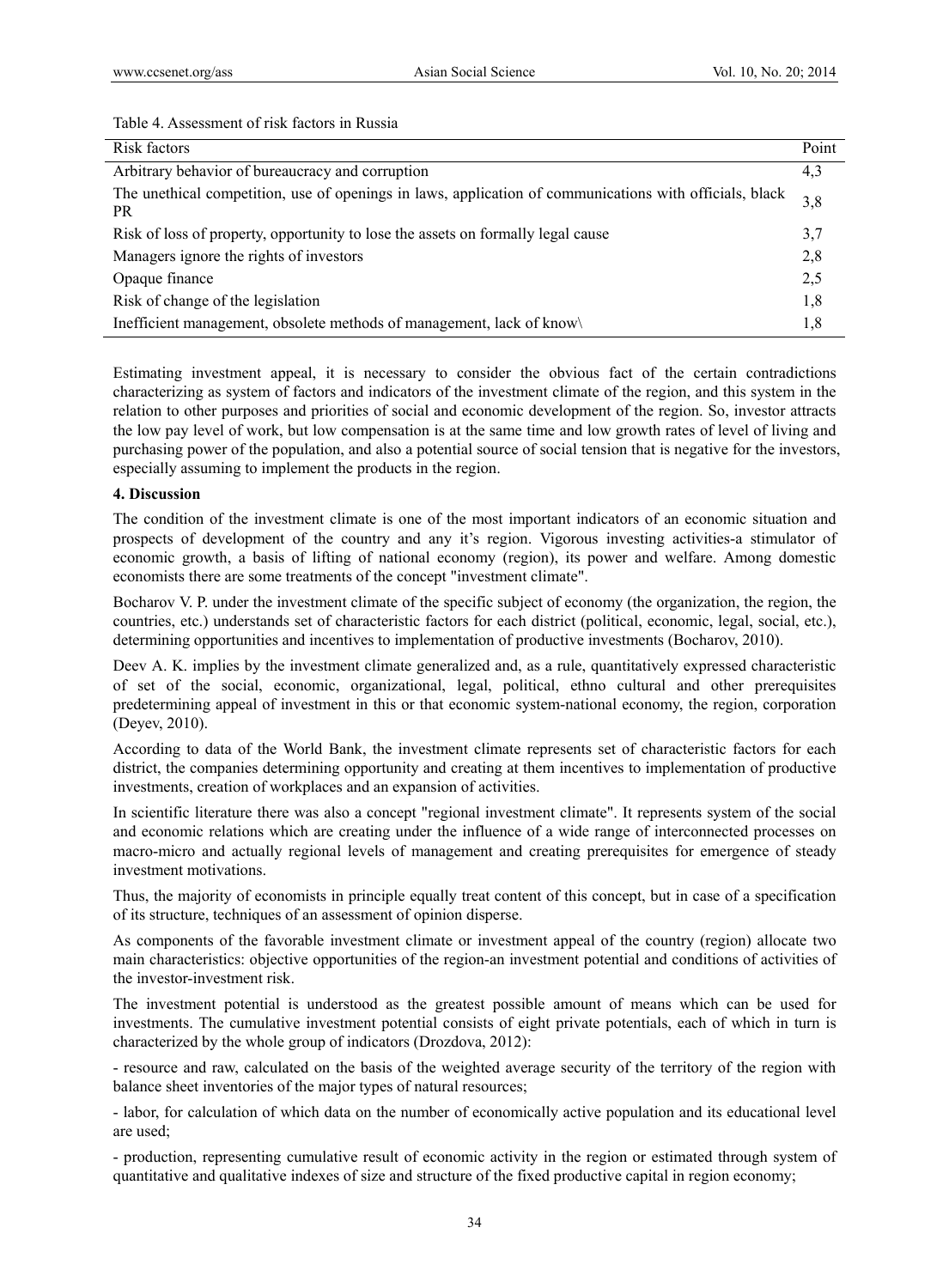Table 4. Assessment of risk factors in Russia

| Risk factors | Point |
|---|---|
| Arbitrary behavior of bureaucracy and corruption | 4,3 |
| The unethical competition, use of openings in laws, application of communications with officials, black PR | 3,8 |
| Risk of loss of property, opportunity to lose the assets on formally legal cause | 3,7 |
| Managers ignore the rights of investors | 2,8 |
| Opaque finance | 2,5 |
| Risk of change of the legislation | 1,8 |
| Inefficient management, obsolete methods of management, lack of know\ | 1,8 |

Estimating investment appeal, it is necessary to consider the obvious fact of the certain contradictions characterizing as system of factors and indicators of the investment climate of the region, and this system in the relation to other purposes and priorities of social and economic development of the region. So, investor attracts the low pay level of work, but low compensation is at the same time and low growth rates of level of living and purchasing power of the population, and also a potential source of social tension that is negative for the investors, especially assuming to implement the products in the region.

## 4. Discussion

The condition of the investment climate is one of the most important indicators of an economic situation and prospects of development of the country and any it's region. Vigorous investing activities-a stimulator of economic growth, a basis of lifting of national economy (region), its power and welfare. Among domestic economists there are some treatments of the concept "investment climate".

Bocharov V. P. under the investment climate of the specific subject of economy (the organization, the region, the countries, etc.) understands set of characteristic factors for each district (political, economic, legal, social, etc.), determining opportunities and incentives to implementation of productive investments (Bocharov, 2010).

Deev A. K. implies by the investment climate generalized and, as a rule, quantitatively expressed characteristic of set of the social, economic, organizational, legal, political, ethno cultural and other prerequisites predetermining appeal of investment in this or that economic system-national economy, the region, corporation (Deyev, 2010).

According to data of the World Bank, the investment climate represents set of characteristic factors for each district, the companies determining opportunity and creating at them incentives to implementation of productive investments, creation of workplaces and an expansion of activities.

In scientific literature there was also a concept "regional investment climate". It represents system of the social and economic relations which are creating under the influence of a wide range of interconnected processes on macro-micro and actually regional levels of management and creating prerequisites for emergence of steady investment motivations.

Thus, the majority of economists in principle equally treat content of this concept, but in case of a specification of its structure, techniques of an assessment of opinion disperse.

As components of the favorable investment climate or investment appeal of the country (region) allocate two main characteristics: objective opportunities of the region-an investment potential and conditions of activities of the investor-investment risk.

The investment potential is understood as the greatest possible amount of means which can be used for investments. The cumulative investment potential consists of eight private potentials, each of which in turn is characterized by the whole group of indicators (Drozdova, 2012):

- resource and raw, calculated on the basis of the weighted average security of the territory of the region with balance sheet inventories of the major types of natural resources;

- labor, for calculation of which data on the number of economically active population and its educational level are used;

- production, representing cumulative result of economic activity in the region or estimated through system of quantitative and qualitative indexes of size and structure of the fixed productive capital in region economy;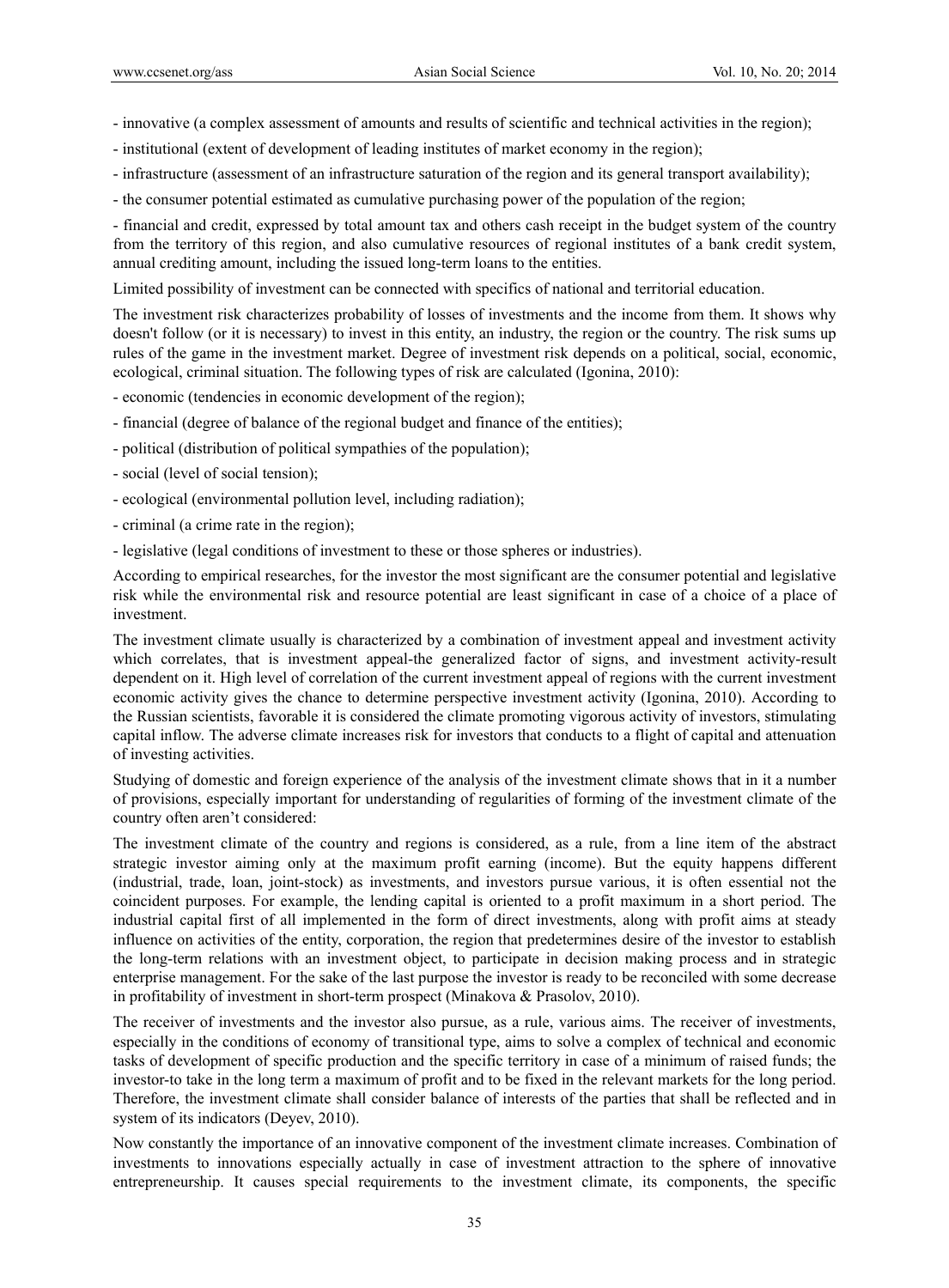- innovative (a complex assessment of amounts and results of scientific and technical activities in the region);

- institutional (extent of development of leading institutes of market economy in the region);

- infrastructure (assessment of an infrastructure saturation of the region and its general transport availability);

- the consumer potential estimated as cumulative purchasing power of the population of the region;

- financial and credit, expressed by total amount tax and others cash receipt in the budget system of the country from the territory of this region, and also cumulative resources of regional institutes of a bank credit system, annual crediting amount, including the issued long-term loans to the entities.

Limited possibility of investment can be connected with specifics of national and territorial education.

The investment risk characterizes probability of losses of investments and the income from them. It shows why doesn't follow (or it is necessary) to invest in this entity, an industry, the region or the country. The risk sums up rules of the game in the investment market. Degree of investment risk depends on a political, social, economic, ecological, criminal situation. The following types of risk are calculated (Igonina, 2010):

- economic (tendencies in economic development of the region);

- financial (degree of balance of the regional budget and finance of the entities);

- political (distribution of political sympathies of the population);

- social (level of social tension);

- ecological (environmental pollution level, including radiation);

- criminal (a crime rate in the region);

- legislative (legal conditions of investment to these or those spheres or industries).

According to empirical researches, for the investor the most significant are the consumer potential and legislative risk while the environmental risk and resource potential are least significant in case of a choice of a place of investment.

The investment climate usually is characterized by a combination of investment appeal and investment activity which correlates, that is investment appeal-the generalized factor of signs, and investment activity-result dependent on it. High level of correlation of the current investment appeal of regions with the current investment economic activity gives the chance to determine perspective investment activity (Igonina, 2010). According to the Russian scientists, favorable it is considered the climate promoting vigorous activity of investors, stimulating capital inflow. The adverse climate increases risk for investors that conducts to a flight of capital and attenuation of investing activities.

Studying of domestic and foreign experience of the analysis of the investment climate shows that in it a number of provisions, especially important for understanding of regularities of forming of the investment climate of the country often aren't considered:

The investment climate of the country and regions is considered, as a rule, from a line item of the abstract strategic investor aiming only at the maximum profit earning (income). But the equity happens different (industrial, trade, loan, joint-stock) as investments, and investors pursue various, it is often essential not the coincident purposes. For example, the lending capital is oriented to a profit maximum in a short period. The industrial capital first of all implemented in the form of direct investments, along with profit aims at steady influence on activities of the entity, corporation, the region that predetermines desire of the investor to establish the long-term relations with an investment object, to participate in decision making process and in strategic enterprise management. For the sake of the last purpose the investor is ready to be reconciled with some decrease in profitability of investment in short-term prospect (Minakova & Prasolov, 2010).

The receiver of investments and the investor also pursue, as a rule, various aims. The receiver of investments, especially in the conditions of economy of transitional type, aims to solve a complex of technical and economic tasks of development of specific production and the specific territory in case of a minimum of raised funds; the investor-to take in the long term a maximum of profit and to be fixed in the relevant markets for the long period. Therefore, the investment climate shall consider balance of interests of the parties that shall be reflected and in system of its indicators (Deyev, 2010).

Now constantly the importance of an innovative component of the investment climate increases. Combination of investments to innovations especially actually in case of investment attraction to the sphere of innovative entrepreneurship. It causes special requirements to the investment climate, its components, the specific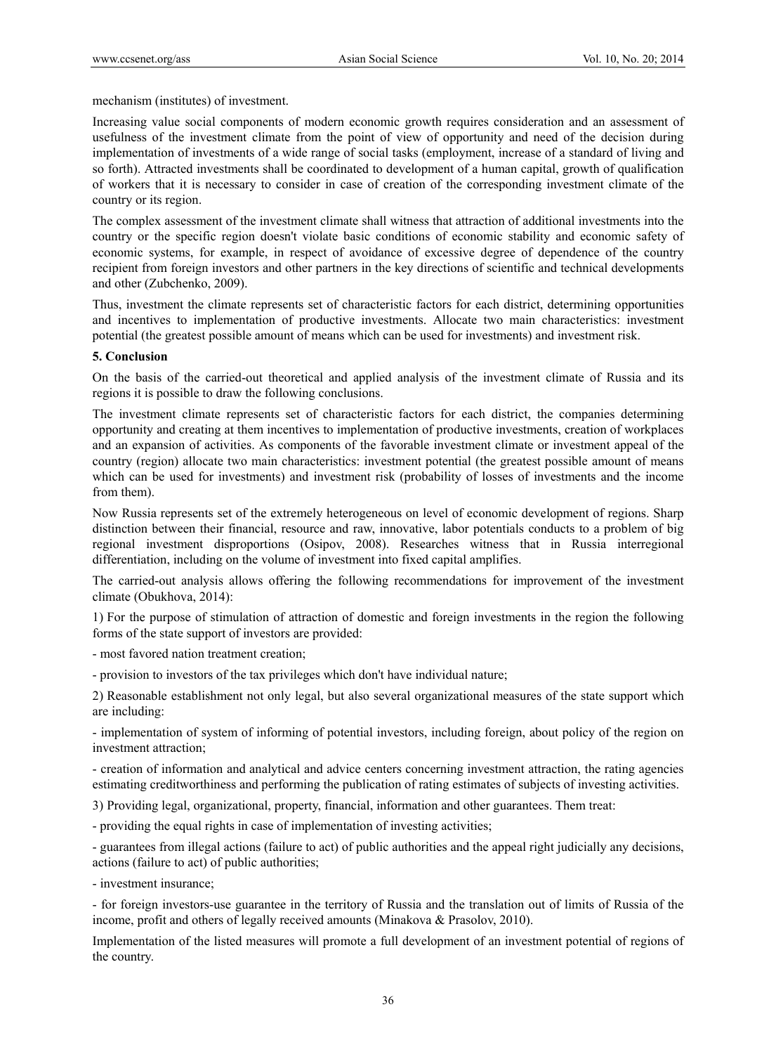mechanism (institutes) of investment.

Increasing value social components of modern economic growth requires consideration and an assessment of usefulness of the investment climate from the point of view of opportunity and need of the decision during implementation of investments of a wide range of social tasks (employment, increase of a standard of living and so forth). Attracted investments shall be coordinated to development of a human capital, growth of qualification of workers that it is necessary to consider in case of creation of the corresponding investment climate of the country or its region.

The complex assessment of the investment climate shall witness that attraction of additional investments into the country or the specific region doesn't violate basic conditions of economic stability and economic safety of economic systems, for example, in respect of avoidance of excessive degree of dependence of the country recipient from foreign investors and other partners in the key directions of scientific and technical developments and other (Zubchenko, 2009).

Thus, investment the climate represents set of characteristic factors for each district, determining opportunities and incentives to implementation of productive investments. Allocate two main characteristics: investment potential (the greatest possible amount of means which can be used for investments) and investment risk.

## 5. Conclusion

On the basis of the carried-out theoretical and applied analysis of the investment climate of Russia and its regions it is possible to draw the following conclusions.

The investment climate represents set of characteristic factors for each district, the companies determining opportunity and creating at them incentives to implementation of productive investments, creation of workplaces and an expansion of activities. As components of the favorable investment climate or investment appeal of the country (region) allocate two main characteristics: investment potential (the greatest possible amount of means which can be used for investments) and investment risk (probability of losses of investments and the income from them).

Now Russia represents set of the extremely heterogeneous on level of economic development of regions. Sharp distinction between their financial, resource and raw, innovative, labor potentials conducts to a problem of big regional investment disproportions (Osipov, 2008). Researches witness that in Russia interregional differentiation, including on the volume of investment into fixed capital amplifies.

The carried-out analysis allows offering the following recommendations for improvement of the investment climate (Obukhova, 2014):

1) For the purpose of stimulation of attraction of domestic and foreign investments in the region the following forms of the state support of investors are provided:

- most favored nation treatment creation;

- provision to investors of the tax privileges which don't have individual nature;

2) Reasonable establishment not only legal, but also several organizational measures of the state support which are including:

- implementation of system of informing of potential investors, including foreign, about policy of the region on investment attraction;

- creation of information and analytical and advice centers concerning investment attraction, the rating agencies estimating creditworthiness and performing the publication of rating estimates of subjects of investing activities.

3) Providing legal, organizational, property, financial, information and other guarantees. Them treat:

- providing the equal rights in case of implementation of investing activities;

- guarantees from illegal actions (failure to act) of public authorities and the appeal right judicially any decisions, actions (failure to act) of public authorities;

- investment insurance;

- for foreign investors-use guarantee in the territory of Russia and the translation out of limits of Russia of the income, profit and others of legally received amounts (Minakova & Prasolov, 2010).

Implementation of the listed measures will promote a full development of an investment potential of regions of the country.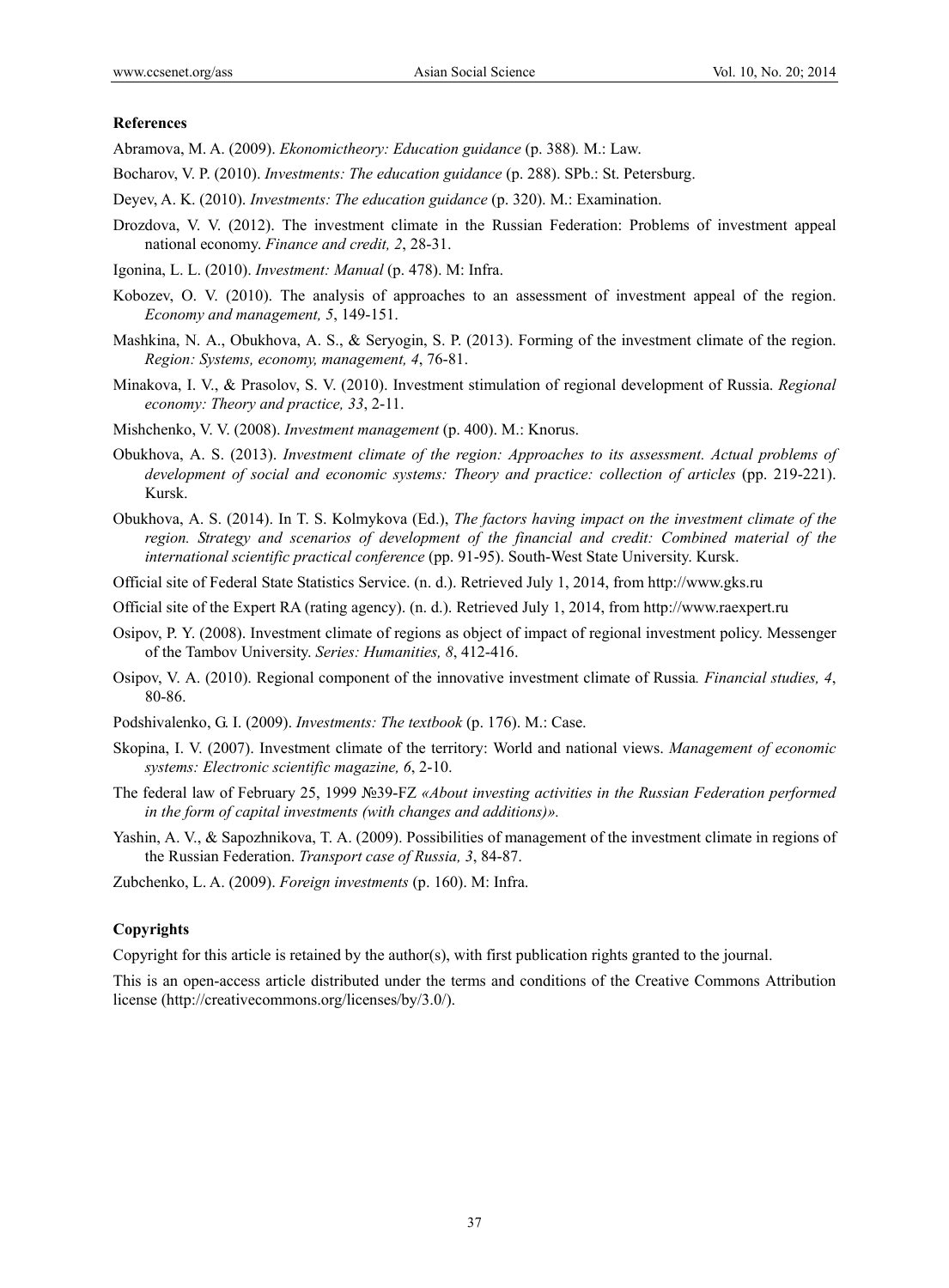## References

Abramova, M. A. (2009). *Ekonomictheory: Education guidance* (p. 388). M.: Law.

Bocharov, V. P. (2010). *Investments: The education guidance* (p. 288). SPb.: St. Petersburg.

Deyev, A. K. (2010). *Investments: The education guidance* (p. 320). M.: Examination.

Drozdova, V. V. (2012). The investment climate in the Russian Federation: Problems of investment appeal national economy. *Finance and credit, 2*, 28-31.

Igonina, L. L. (2010). *Investment: Manual* (p. 478). M: Infra.

Kobozev, O. V. (2010). The analysis of approaches to an assessment of investment appeal of the region. *Economy and management, 5*, 149-151.

Mashkina, N. A., Obukhova, A. S., & Seryogin, S. P. (2013). Forming of the investment climate of the region. *Region: Systems, economy, management, 4*, 76-81.

Minakova, I. V., & Prasolov, S. V. (2010). Investment stimulation of regional development of Russia. *Regional economy: Theory and practice, 33*, 2-11.

Mishchenko, V. V. (2008). *Investment management* (p. 400). M.: Knorus.

Obukhova, A. S. (2013). *Investment climate of the region: Approaches to its assessment. Actual problems of development of social and economic systems: Theory and practice: collection of articles* (pp. 219-221). Kursk.

Obukhova, A. S. (2014). In T. S. Kolmykova (Ed.), *The factors having impact on the investment climate of the region. Strategy and scenarios of development of the financial and credit: Combined material of the international scientific practical conference* (pp. 91-95). South-West State University. Kursk.

Official site of Federal State Statistics Service. (n. d.). Retrieved July 1, 2014, from http://www.gks.ru

Official site of the Expert RA (rating agency). (n. d.). Retrieved July 1, 2014, from http://www.raexpert.ru

Osipov, P. Y. (2008). Investment climate of regions as object of impact of regional investment policy. Messenger of the Tambov University. *Series: Humanities, 8*, 412-416.

Osipov, V. A. (2010). Regional component of the innovative investment climate of Russia*. Financial studies, 4*, 80-86.

Podshivalenko, G. I. (2009). *Investments: The textbook* (p. 176). M.: Case.

Skopina, I. V. (2007). Investment climate of the territory: World and national views. *Management of economic systems: Electronic scientific magazine, 6*, 2-10.

The federal law of February 25, 1999 №39-FZ *«About investing activities in the Russian Federation performed in the form of capital investments (with changes and additions)».*

Yashin, A. V., & Sapozhnikova, T. A. (2009). Possibilities of management of the investment climate in regions of the Russian Federation. *Transport case of Russia, 3*, 84-87.

Zubchenko, L. A. (2009). *Foreign investments* (p. 160). M: Infra.

## Copyrights

Copyright for this article is retained by the author(s), with first publication rights granted to the journal.

This is an open-access article distributed under the terms and conditions of the Creative Commons Attribution license (http://creativecommons.org/licenses/by/3.0/).